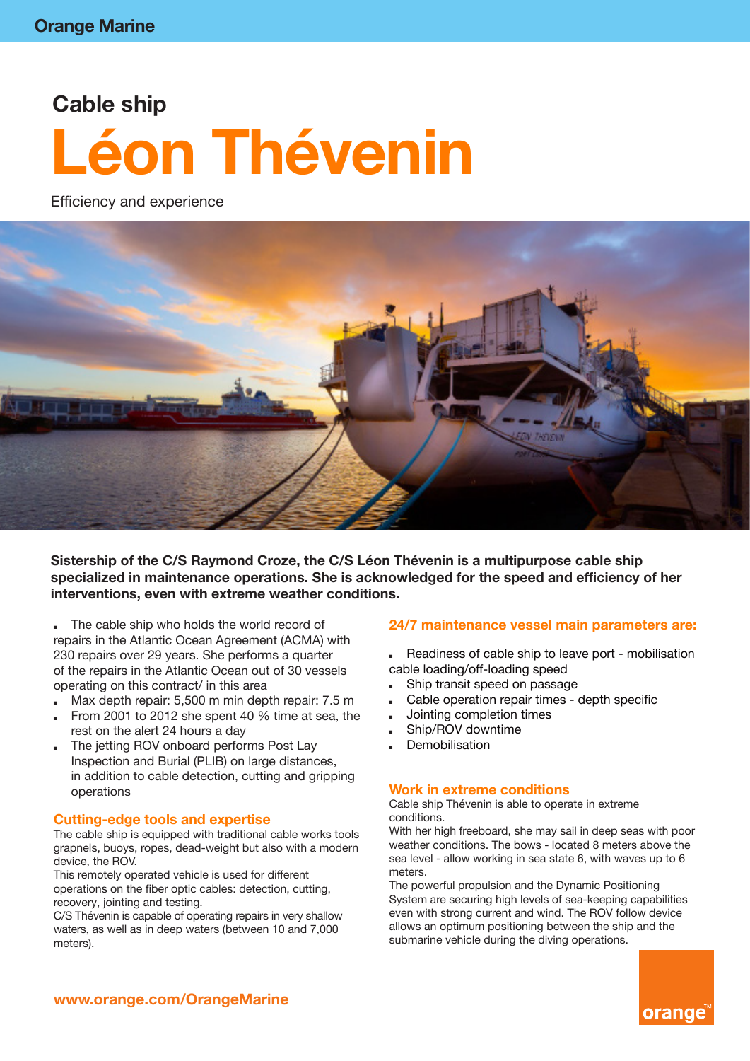Orange Marine

## Cable ship

# Léon Thévenin

Efficiency and experience

**Sistership of the C/S Raymond Croze, the C/S Léon Thévenin is a multipurpose cable ship specialized in maintenance operations. She is acknowledged for the speed and efficiency of her interventions, even with extreme weather conditions.**

- The cable ship who holds the world record of repairs in the Atlantic Ocean Agreement (ACMA) with 230 repairs over 29 years. She performs a quarter of the repairs in the Atlantic Ocean out of 30 vessels operating on this contract/ in this area
- Max depth repair: 5,500 m min depth repair: 7.5 m
- From 2001 to 2012 she spent 40 % time at sea, the rest on the alert 24 hours a day
- The jetting ROV onboard performs Post Lay Inspection and Burial (PLIB) on large distances, in addition to cable detection, cutting and gripping operations

### Cutting-edge tools and expertise

The cable ship is equipped with traditional cable works tools grapnels, buoys, ropes, dead-weight but also with a modern device, the ROV.

This remotely operated vehicle is used for different operations on the fiber optic cables: detection, cutting, recovery, jointing and testing.

C/S Thévenin is capable of operating repairs in very shallow waters, as well as in deep waters (between 10 and 7,000 meters).

### 24/7 maintenance vessel main parameters are:

- Readiness of cable ship to leave port - mobilisation cable loading/off-loading speed
- Ship transit speed on passage
- Cable operation repair times - depth specific
- Jointing completion times
- Ship/ROV downtime
- Demobilisation

### Work in extreme conditions

Cable ship Thévenin is able to operate in extreme conditions.

With her high freeboard, she may sail in deep seas with poor weather conditions. The bows - located 8 meters above the sea level - allow working in sea state 6, with waves up to 6 meters.

The powerful propulsion and the Dynamic Positioning System are securing high levels of sea-keeping capabilities even with strong current and wind. The ROV follow device allows an optimum positioning between the ship and the submarine vehicle during the diving operations.

www.orange.com/OrangeMarine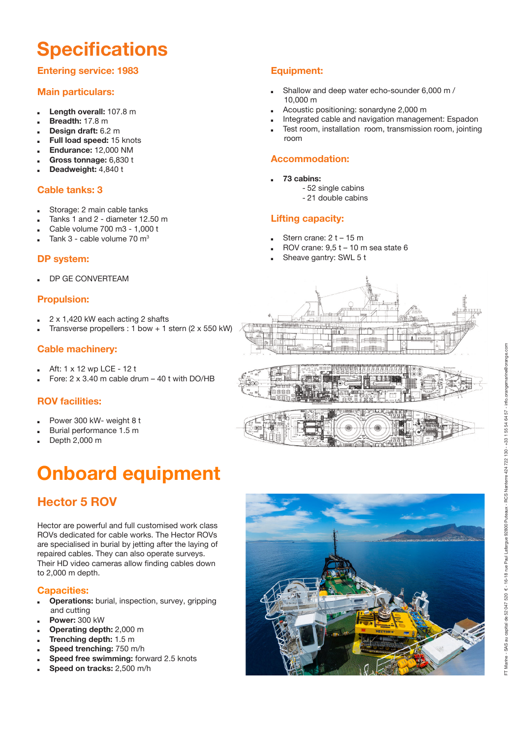# Specifications

## Entering service: 1983

### Main particulars:

- **Length overall:** 107.8 m
- **Breadth:** 17.8 m
- **Design draft:** 6.2 m
- **Full load speed:** 15 knots
- **Endurance:** 12,000 NM
- **Gross tonnage:** 6,830 t
- **Deadweight:** 4,840 t

### Cable tanks: 3

- Storage: 2 main cable tanks
- Tanks 1 and 2 - diameter 12.50 m
- Cable volume 700 m3 - 1,000 t
- Tank 3 - cable volume 70 $m^3$

### DP system:

- DP GE CONVERTEAM

### Propulsion:

- 2 x 1,420 kW each acting 2 shafts
- Transverse propellers : 1 bow + 1 stern (2 x 550 kW)

### Cable machinery:

- Aft: 1 x 12 wp LCE - 12 t
- Fore: 2 x 3.40 m cable drum – 40 t with DO/HB

### ROV facilities:

- Power 300 kW- weight 8 t
- Burial performance 1.5 m
- Depth 2,000 m

### Equipment:

- Shallow and deep water echo-sounder 6,000 m / 10,000 m
- Acoustic positioning: sonardyne 2,000 m
- Integrated cable and navigation management: Espadon
- Test room, installation room, transmission room, jointing room

### Accommodation:

- **73 cabins:**
  - 52 single cabins
  - 21 double cabins

### Lifting capacity:

- Stern crane: 2 t – 15 m
- ROV crane: 9,5 t – 10 m sea state 6
- Sheave gantry: SWL 5 t

# Onboard equipment

## Hector 5 ROV

Hector are powerful and full customised work class ROVs dedicated for cable works. The Hector ROVs are specialised in burial by jetting after the laying of repaired cables. They can also operate surveys. Their HD video cameras allow finding cables down to 2,000 m depth.

### Capacities:

- **Operations:** burial, inspection, survey, gripping and cutting
- **Power:** 300 kW
- **Operating depth:** 2,000 m
- **Trenching depth:** 1.5 m
- **Speed trenching:** 750 m/h
- **Speed free swimming:** forward 2.5 knots
- **Speed on tracks:** 2,500 m/h

FT Marine - SAS au capital de 52 047 520 € - 16-18 rue Paul Lafargue 92800 Puteaux - RCS Nanterre 424 722 130 - +33 1 55 54 64 57 - info.orangemarine@orange.com